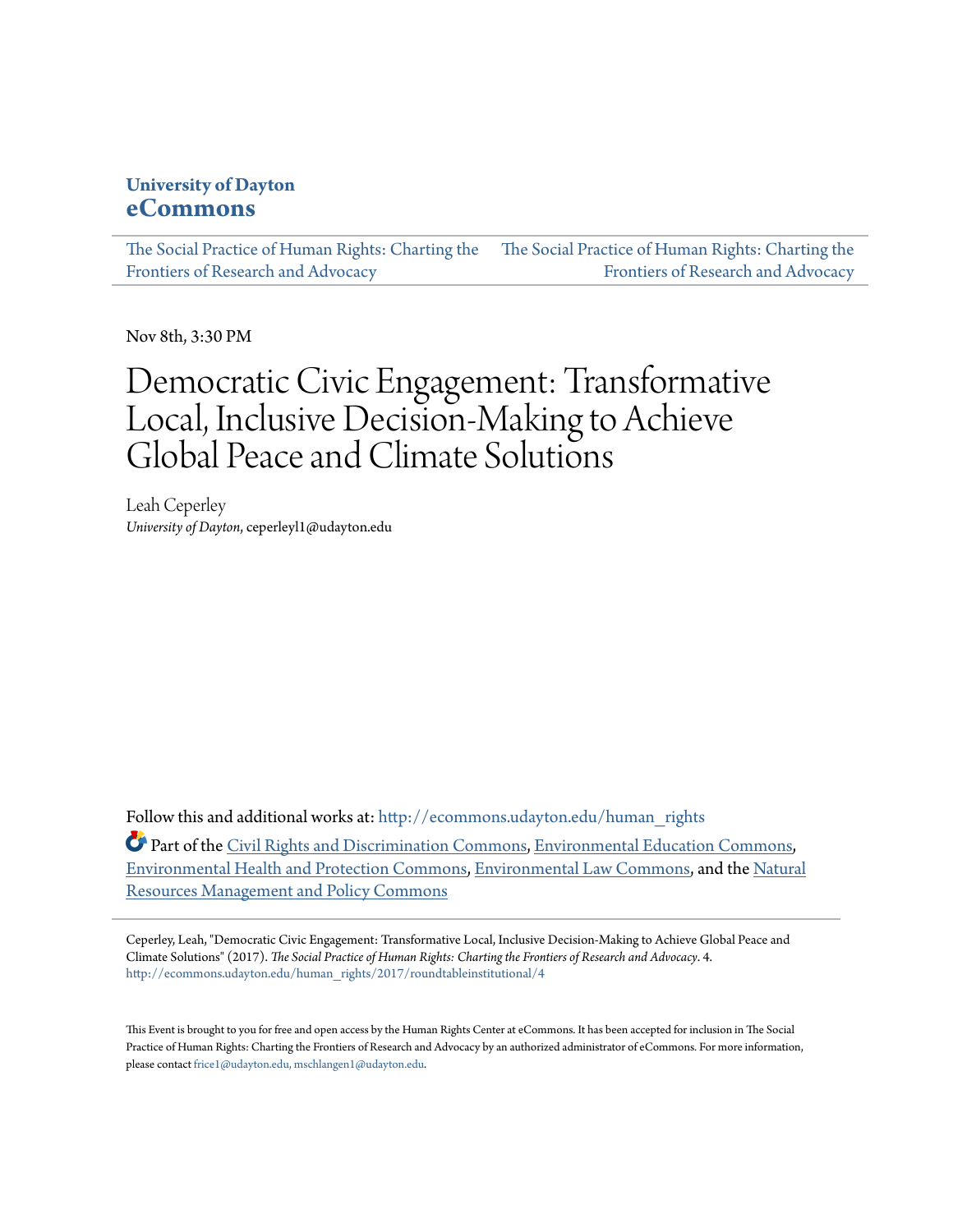University of Dayton
**eCommons**

The Social Practice of Human Rights: Charting the Frontiers of Research and Advocacy | The Social Practice of Human Rights: Charting the Frontiers of Research and Advocacy

Nov 8th, 3:30 PM

# Democratic Civic Engagement: Transformative Local, Inclusive Decision-Making to Achieve Global Peace and Climate Solutions

Leah Ceperley
*University of Dayton*, ceperleyl1@udayton.edu

Follow this and additional works at: http://ecommons.udayton.edu/human_rights

Part of the Civil Rights and Discrimination Commons, Environmental Education Commons, Environmental Health and Protection Commons, Environmental Law Commons, and the Natural Resources Management and Policy Commons

Ceperley, Leah, "Democratic Civic Engagement: Transformative Local, Inclusive Decision-Making to Achieve Global Peace and Climate Solutions" (2017). *The Social Practice of Human Rights: Charting the Frontiers of Research and Advocacy*. 4.
http://ecommons.udayton.edu/human_rights/2017/roundtableinstitutional/4

This Event is brought to you for free and open access by the Human Rights Center at eCommons. It has been accepted for inclusion in The Social Practice of Human Rights: Charting the Frontiers of Research and Advocacy by an authorized administrator of eCommons. For more information, please contact frice1@udayton.edu, mschlangen1@udayton.edu.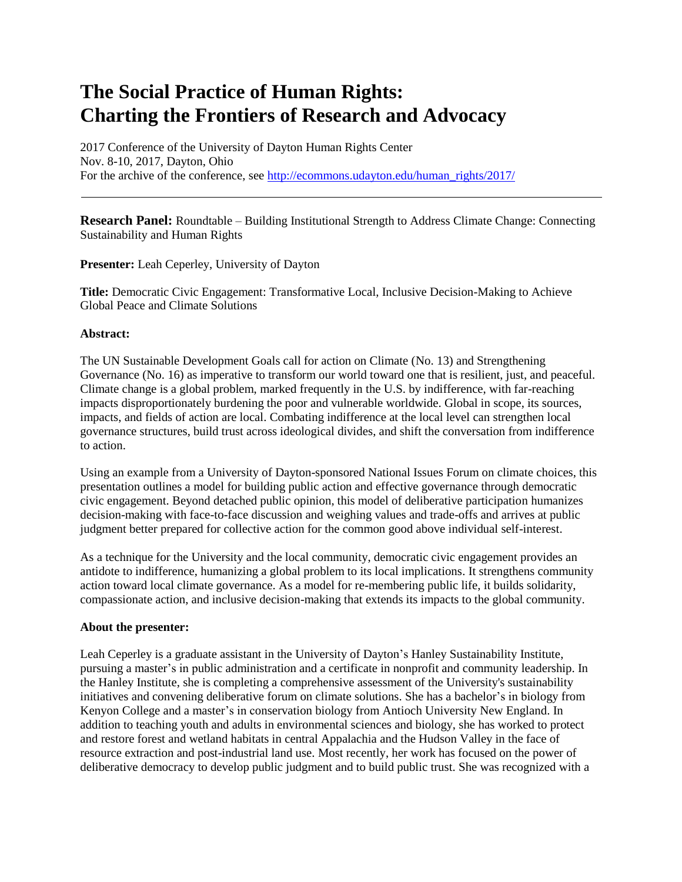# The Social Practice of Human Rights: Charting the Frontiers of Research and Advocacy

2017 Conference of the University of Dayton Human Rights Center
Nov. 8-10, 2017, Dayton, Ohio
For the archive of the conference, see http://ecommons.udayton.edu/human_rights/2017/

---

**Research Panel:** Roundtable – Building Institutional Strength to Address Climate Change: Connecting Sustainability and Human Rights

**Presenter:** Leah Ceperley, University of Dayton

**Title:** Democratic Civic Engagement: Transformative Local, Inclusive Decision-Making to Achieve Global Peace and Climate Solutions

**Abstract:**

The UN Sustainable Development Goals call for action on Climate (No. 13) and Strengthening Governance (No. 16) as imperative to transform our world toward one that is resilient, just, and peaceful. Climate change is a global problem, marked frequently in the U.S. by indifference, with far-reaching impacts disproportionately burdening the poor and vulnerable worldwide. Global in scope, its sources, impacts, and fields of action are local. Combating indifference at the local level can strengthen local governance structures, build trust across ideological divides, and shift the conversation from indifference to action.

Using an example from a University of Dayton-sponsored National Issues Forum on climate choices, this presentation outlines a model for building public action and effective governance through democratic civic engagement. Beyond detached public opinion, this model of deliberative participation humanizes decision-making with face-to-face discussion and weighing values and trade-offs and arrives at public judgment better prepared for collective action for the common good above individual self-interest.

As a technique for the University and the local community, democratic civic engagement provides an antidote to indifference, humanizing a global problem to its local implications. It strengthens community action toward local climate governance. As a model for re-membering public life, it builds solidarity, compassionate action, and inclusive decision-making that extends its impacts to the global community.

**About the presenter:**

Leah Ceperley is a graduate assistant in the University of Dayton's Hanley Sustainability Institute, pursuing a master's in public administration and a certificate in nonprofit and community leadership. In the Hanley Institute, she is completing a comprehensive assessment of the University's sustainability initiatives and convening deliberative forum on climate solutions. She has a bachelor's in biology from Kenyon College and a master's in conservation biology from Antioch University New England. In addition to teaching youth and adults in environmental sciences and biology, she has worked to protect and restore forest and wetland habitats in central Appalachia and the Hudson Valley in the face of resource extraction and post-industrial land use. Most recently, her work has focused on the power of deliberative democracy to develop public judgment and to build public trust. She was recognized with a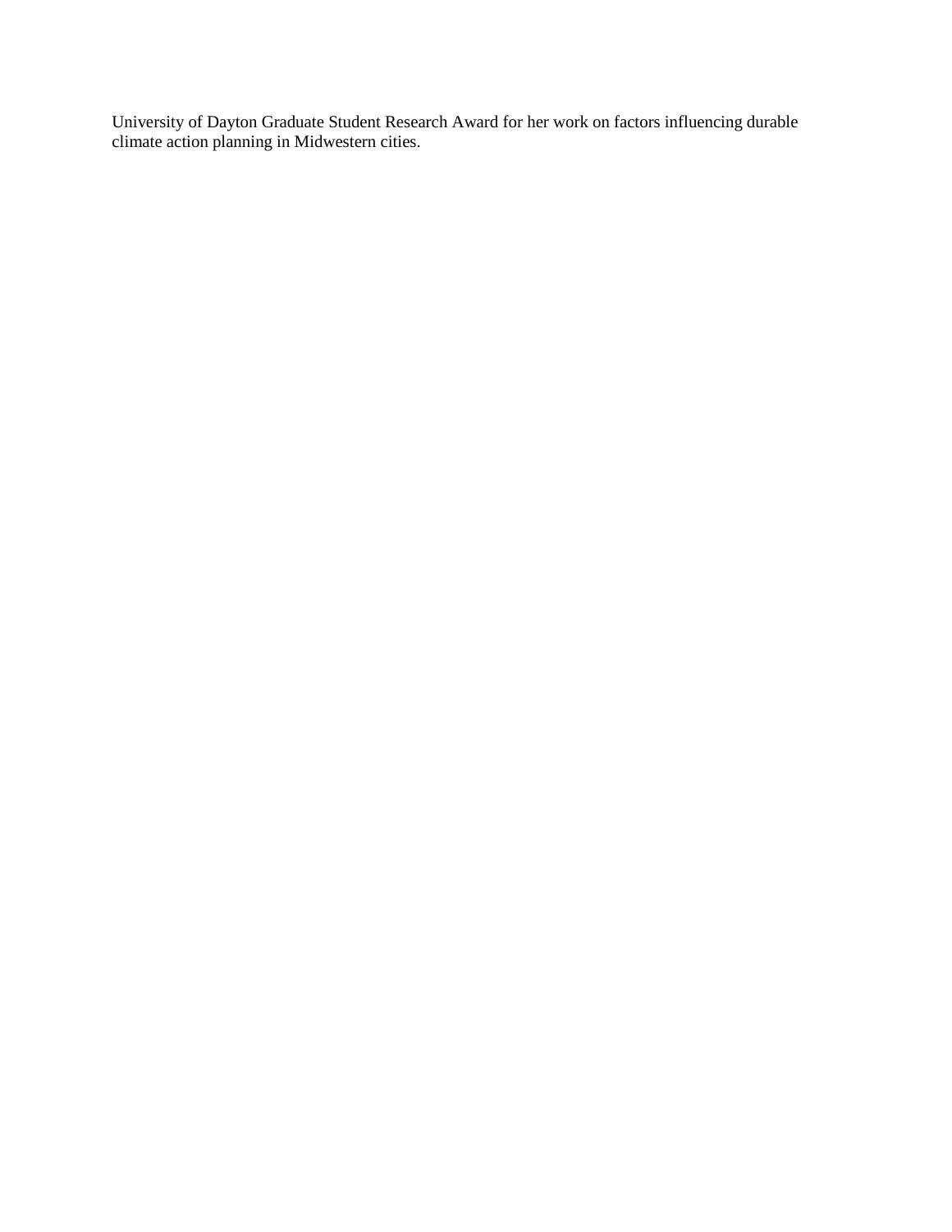University of Dayton Graduate Student Research Award for her work on factors influencing durable climate action planning in Midwestern cities.